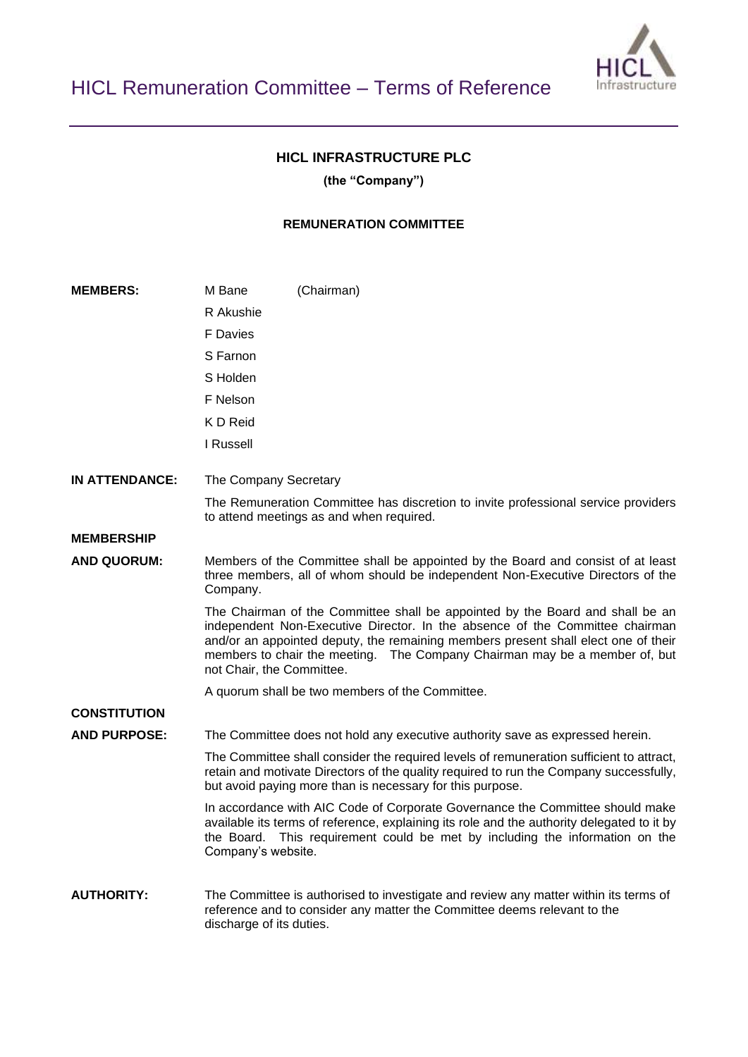# HICL Remuneration Committee – Terms of Reference

**HICL INFRASTRUCTURE PLC**

**(the "Company")**

**REMUNERATION COMMITTEE**

**MEMBERS:**

M Bane (Chairman)
R Akushie
F Davies
S Farnon
S Holden
F Nelson
K D Reid
I Russell

**IN ATTENDANCE:**

The Company Secretary

The Remuneration Committee has discretion to invite professional service providers to attend meetings as and when required.

**MEMBERSHIP AND QUORUM:**

Members of the Committee shall be appointed by the Board and consist of at least three members, all of whom should be independent Non-Executive Directors of the Company.

The Chairman of the Committee shall be appointed by the Board and shall be an independent Non-Executive Director. In the absence of the Committee chairman and/or an appointed deputy, the remaining members present shall elect one of their members to chair the meeting. The Company Chairman may be a member of, but not Chair, the Committee.

A quorum shall be two members of the Committee.

**CONSTITUTION AND PURPOSE:**

The Committee does not hold any executive authority save as expressed herein.

The Committee shall consider the required levels of remuneration sufficient to attract, retain and motivate Directors of the quality required to run the Company successfully, but avoid paying more than is necessary for this purpose.

In accordance with AIC Code of Corporate Governance the Committee should make available its terms of reference, explaining its role and the authority delegated to it by the Board. This requirement could be met by including the information on the Company's website.

**AUTHORITY:**

The Committee is authorised to investigate and review any matter within its terms of reference and to consider any matter the Committee deems relevant to the discharge of its duties.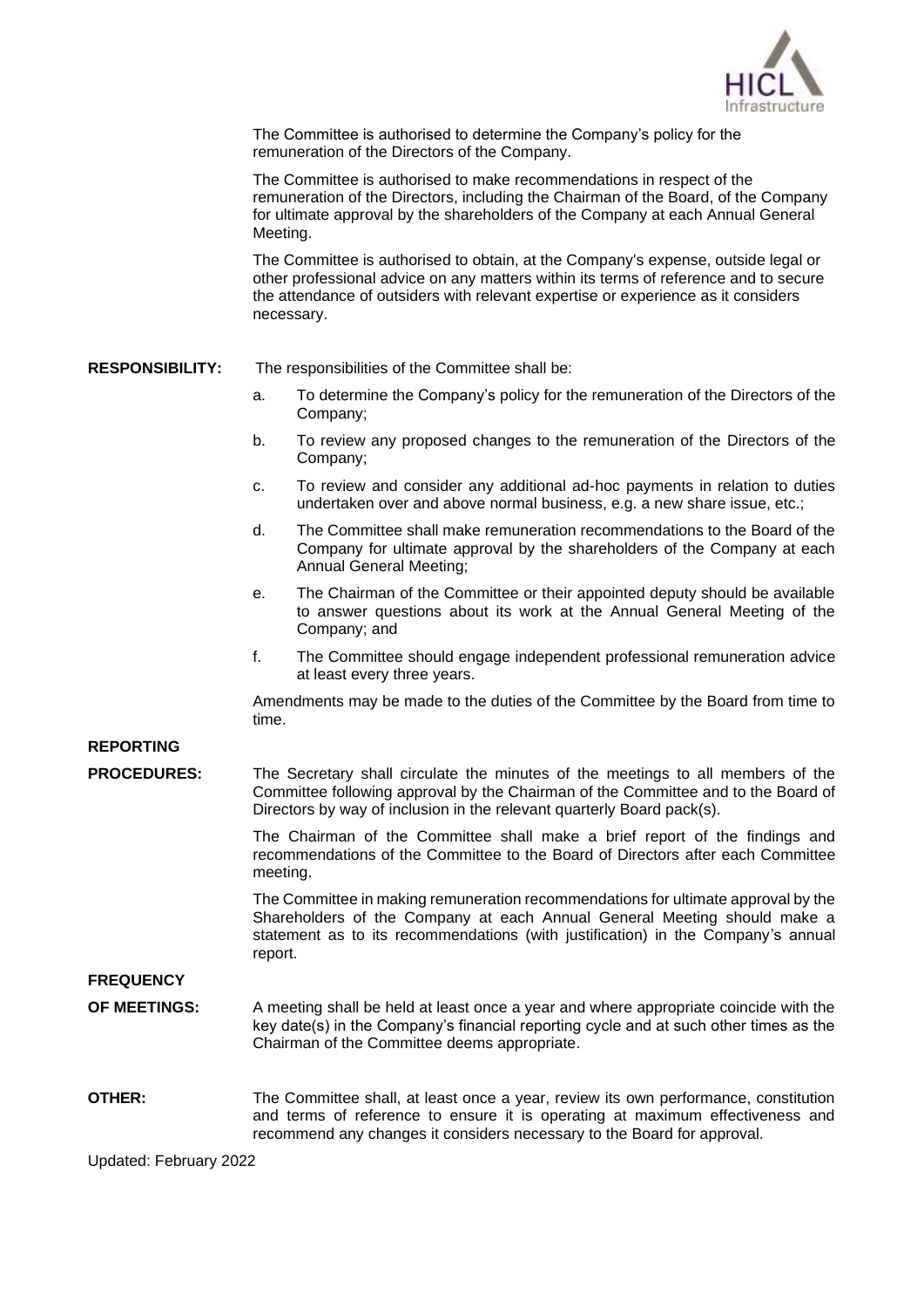The Committee is authorised to determine the Company's policy for the remuneration of the Directors of the Company.

The Committee is authorised to make recommendations in respect of the remuneration of the Directors, including the Chairman of the Board, of the Company for ultimate approval by the shareholders of the Company at each Annual General Meeting.

The Committee is authorised to obtain, at the Company's expense, outside legal or other professional advice on any matters within its terms of reference and to secure the attendance of outsiders with relevant expertise or experience as it considers necessary.

**RESPONSIBILITY:** The responsibilities of the Committee shall be:

a. To determine the Company's policy for the remuneration of the Directors of the Company;

b. To review any proposed changes to the remuneration of the Directors of the Company;

c. To review and consider any additional ad-hoc payments in relation to duties undertaken over and above normal business, e.g. a new share issue, etc.;

d. The Committee shall make remuneration recommendations to the Board of the Company for ultimate approval by the shareholders of the Company at each Annual General Meeting;

e. The Chairman of the Committee or their appointed deputy should be available to answer questions about its work at the Annual General Meeting of the Company; and

f. The Committee should engage independent professional remuneration advice at least every three years.

Amendments may be made to the duties of the Committee by the Board from time to time.

**REPORTING PROCEDURES:** The Secretary shall circulate the minutes of the meetings to all members of the Committee following approval by the Chairman of the Committee and to the Board of Directors by way of inclusion in the relevant quarterly Board pack(s).

The Chairman of the Committee shall make a brief report of the findings and recommendations of the Committee to the Board of Directors after each Committee meeting.

The Committee in making remuneration recommendations for ultimate approval by the Shareholders of the Company at each Annual General Meeting should make a statement as to its recommendations (with justification) in the Company's annual report.

**FREQUENCY OF MEETINGS:** A meeting shall be held at least once a year and where appropriate coincide with the key date(s) in the Company's financial reporting cycle and at such other times as the Chairman of the Committee deems appropriate.

**OTHER:** The Committee shall, at least once a year, review its own performance, constitution and terms of reference to ensure it is operating at maximum effectiveness and recommend any changes it considers necessary to the Board for approval.

Updated: February 2022